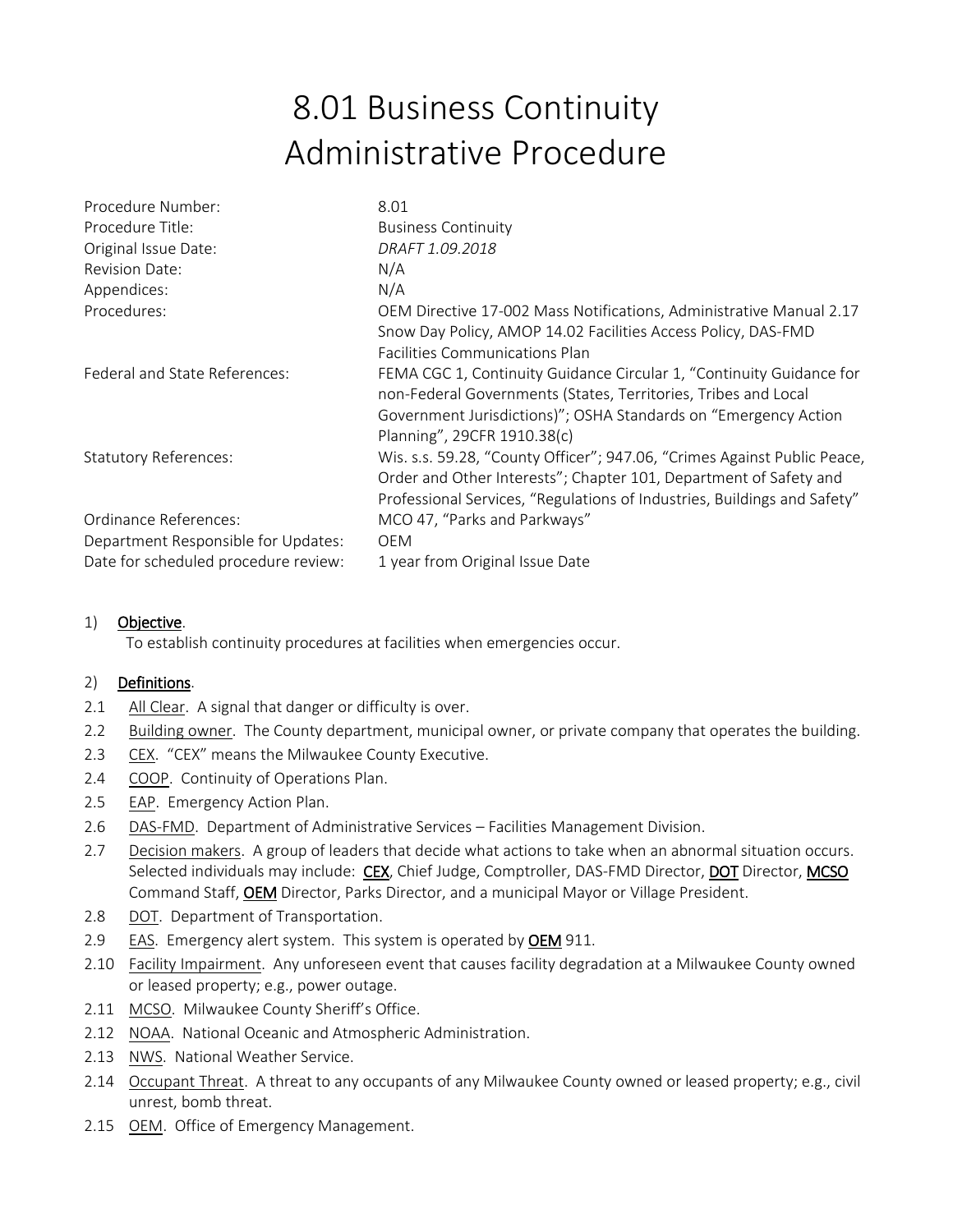# 8.01 Business Continuity Administrative Procedure

| | |
|---|---|
| Procedure Number: | 8.01 |
| Procedure Title: | Business Continuity |
| Original Issue Date: | *DRAFT 1.09.2018* |
| Revision Date: | N/A |
| Appendices: | N/A |
| Procedures: | OEM Directive 17-002 Mass Notifications, Administrative Manual 2.17 Snow Day Policy, AMOP 14.02 Facilities Access Policy, DAS-FMD Facilities Communications Plan |
| Federal and State References: | FEMA CGC 1, Continuity Guidance Circular 1, "Continuity Guidance for non-Federal Governments (States, Territories, Tribes and Local Government Jurisdictions)"; OSHA Standards on "Emergency Action Planning", 29CFR 1910.38(c) |
| Statutory References: | Wis. s.s. 59.28, "County Officer"; 947.06, "Crimes Against Public Peace, Order and Other Interests"; Chapter 101, Department of Safety and Professional Services, "Regulations of Industries, Buildings and Safety" |
| Ordinance References: | MCO 47, "Parks and Parkways" |
| Department Responsible for Updates: | OEM |
| Date for scheduled procedure review: | 1 year from Original Issue Date |

1) **Objective**.

To establish continuity procedures at facilities when emergencies occur.

2) **Definitions**.

2.1 All Clear. A signal that danger or difficulty is over.

2.2 Building owner. The County department, municipal owner, or private company that operates the building.

2.3 CEX. "CEX" means the Milwaukee County Executive.

2.4 COOP. Continuity of Operations Plan.

2.5 EAP. Emergency Action Plan.

2.6 DAS-FMD. Department of Administrative Services – Facilities Management Division.

2.7 Decision makers. A group of leaders that decide what actions to take when an abnormal situation occurs. Selected individuals may include: **CEX**, Chief Judge, Comptroller, DAS-FMD Director, **DOT** Director, **MCSO** Command Staff, **OEM** Director, Parks Director, and a municipal Mayor or Village President.

2.8 DOT. Department of Transportation.

2.9 EAS. Emergency alert system. This system is operated by **OEM** 911.

2.10 Facility Impairment. Any unforeseen event that causes facility degradation at a Milwaukee County owned or leased property; e.g., power outage.

2.11 MCSO. Milwaukee County Sheriff's Office.

2.12 NOAA. National Oceanic and Atmospheric Administration.

2.13 NWS. National Weather Service.

2.14 Occupant Threat. A threat to any occupants of any Milwaukee County owned or leased property; e.g., civil unrest, bomb threat.

2.15 OEM. Office of Emergency Management.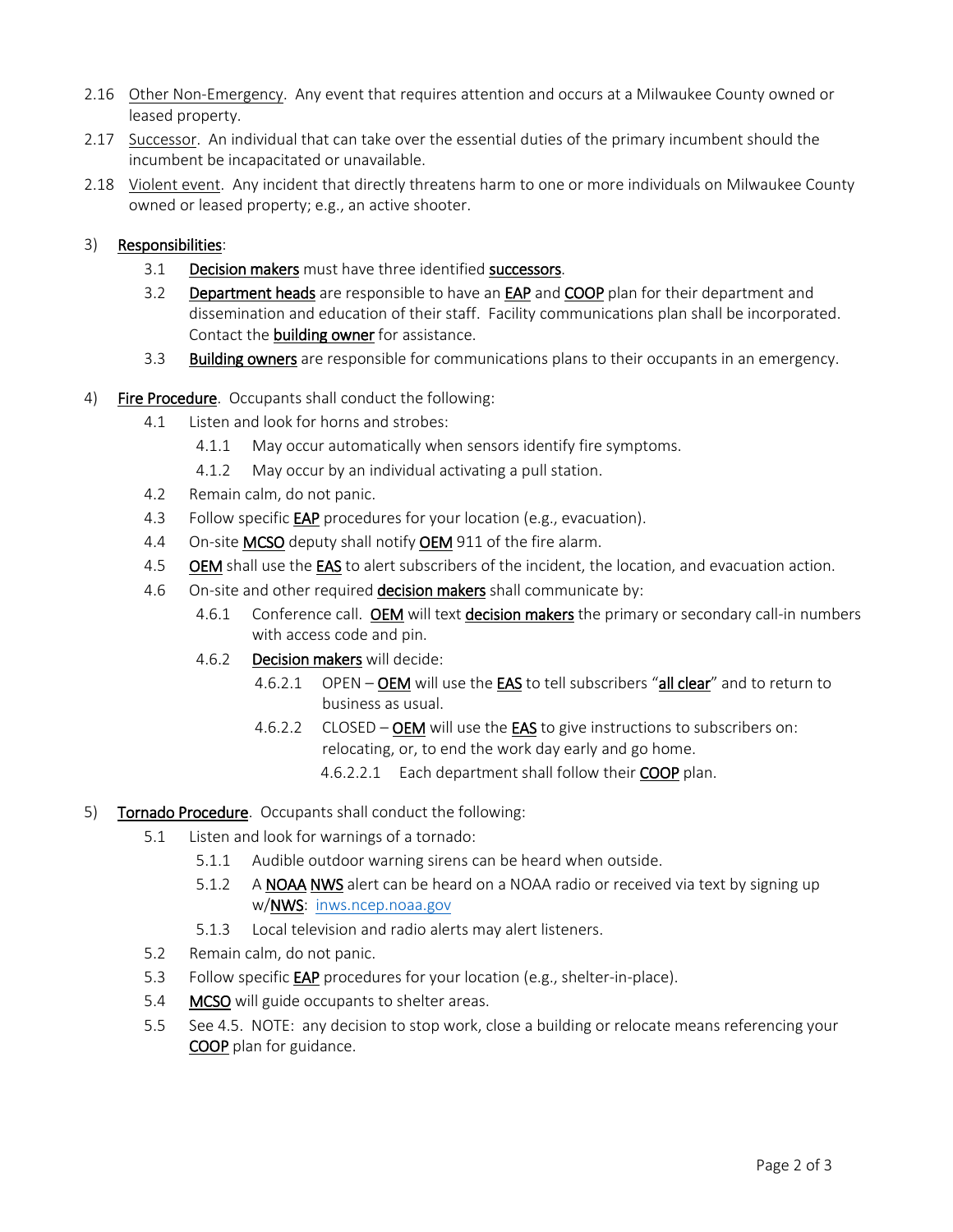2.16 Other Non-Emergency. Any event that requires attention and occurs at a Milwaukee County owned or leased property.

2.17 Successor. An individual that can take over the essential duties of the primary incumbent should the incumbent be incapacitated or unavailable.

2.18 Violent event. Any incident that directly threatens harm to one or more individuals on Milwaukee County owned or leased property; e.g., an active shooter.

3) **Responsibilities**:

   3.1 **Decision makers** must have three identified **successors**.

   3.2 **Department heads** are responsible to have an **EAP** and **COOP** plan for their department and dissemination and education of their staff. Facility communications plan shall be incorporated. Contact the **building owner** for assistance.

   3.3 **Building owners** are responsible for communications plans to their occupants in an emergency.

4) **Fire Procedure**. Occupants shall conduct the following:

   4.1 Listen and look for horns and strobes:

      4.1.1 May occur automatically when sensors identify fire symptoms.

      4.1.2 May occur by an individual activating a pull station.

   4.2 Remain calm, do not panic.

   4.3 Follow specific **EAP** procedures for your location (e.g., evacuation).

   4.4 On-site **MCSO** deputy shall notify **OEM** 911 of the fire alarm.

   4.5 **OEM** shall use the **EAS** to alert subscribers of the incident, the location, and evacuation action.

   4.6 On-site and other required **decision makers** shall communicate by:

      4.6.1 Conference call. **OEM** will text **decision makers** the primary or secondary call-in numbers with access code and pin.

      4.6.2 **Decision makers** will decide:

         4.6.2.1 OPEN – **OEM** will use the **EAS** to tell subscribers "**all clear**" and to return to business as usual.

         4.6.2.2 CLOSED – **OEM** will use the **EAS** to give instructions to subscribers on: relocating, or, to end the work day early and go home.

            4.6.2.2.1 Each department shall follow their **COOP** plan.

5) **Tornado Procedure**. Occupants shall conduct the following:

   5.1 Listen and look for warnings of a tornado:

      5.1.1 Audible outdoor warning sirens can be heard when outside.

      5.1.2 A **NOAA NWS** alert can be heard on a NOAA radio or received via text by signing up w/**NWS**: inws.ncep.noaa.gov

      5.1.3 Local television and radio alerts may alert listeners.

   5.2 Remain calm, do not panic.

   5.3 Follow specific **EAP** procedures for your location (e.g., shelter-in-place).

   5.4 **MCSO** will guide occupants to shelter areas.

   5.5 See 4.5. NOTE: any decision to stop work, close a building or relocate means referencing your **COOP** plan for guidance.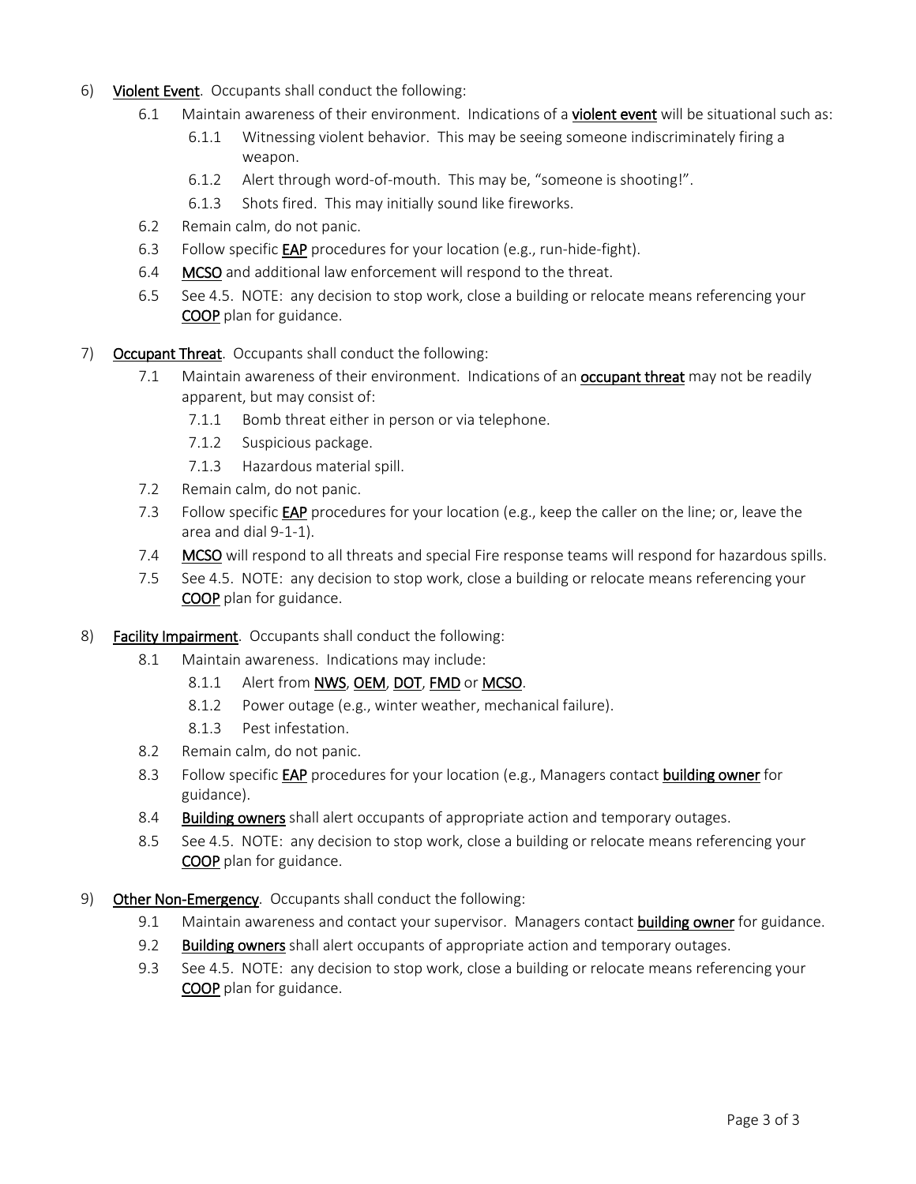6) **Violent Event**. Occupants shall conduct the following:
   - 6.1 Maintain awareness of their environment. Indications of a **violent event** will be situational such as:
     - 6.1.1 Witnessing violent behavior. This may be seeing someone indiscriminately firing a weapon.
     - 6.1.2 Alert through word-of-mouth. This may be, "someone is shooting!".
     - 6.1.3 Shots fired. This may initially sound like fireworks.
   - 6.2 Remain calm, do not panic.
   - 6.3 Follow specific **EAP** procedures for your location (e.g., run-hide-fight).
   - 6.4 **MCSO** and additional law enforcement will respond to the threat.
   - 6.5 See 4.5. NOTE: any decision to stop work, close a building or relocate means referencing your **COOP** plan for guidance.

7) **Occupant Threat**. Occupants shall conduct the following:
   - 7.1 Maintain awareness of their environment. Indications of an **occupant threat** may not be readily apparent, but may consist of:
     - 7.1.1 Bomb threat either in person or via telephone.
     - 7.1.2 Suspicious package.
     - 7.1.3 Hazardous material spill.
   - 7.2 Remain calm, do not panic.
   - 7.3 Follow specific **EAP** procedures for your location (e.g., keep the caller on the line; or, leave the area and dial 9-1-1).
   - 7.4 **MCSO** will respond to all threats and special Fire response teams will respond for hazardous spills.
   - 7.5 See 4.5. NOTE: any decision to stop work, close a building or relocate means referencing your **COOP** plan for guidance.

8) **Facility Impairment**. Occupants shall conduct the following:
   - 8.1 Maintain awareness. Indications may include:
     - 8.1.1 Alert from **NWS**, **OEM**, **DOT**, **FMD** or **MCSO**.
     - 8.1.2 Power outage (e.g., winter weather, mechanical failure).
     - 8.1.3 Pest infestation.
   - 8.2 Remain calm, do not panic.
   - 8.3 Follow specific **EAP** procedures for your location (e.g., Managers contact **building owner** for guidance).
   - 8.4 **Building owners** shall alert occupants of appropriate action and temporary outages.
   - 8.5 See 4.5. NOTE: any decision to stop work, close a building or relocate means referencing your **COOP** plan for guidance.

9) **Other Non-Emergency**. Occupants shall conduct the following:
   - 9.1 Maintain awareness and contact your supervisor. Managers contact **building owner** for guidance.
   - 9.2 **Building owners** shall alert occupants of appropriate action and temporary outages.
   - 9.3 See 4.5. NOTE: any decision to stop work, close a building or relocate means referencing your **COOP** plan for guidance.